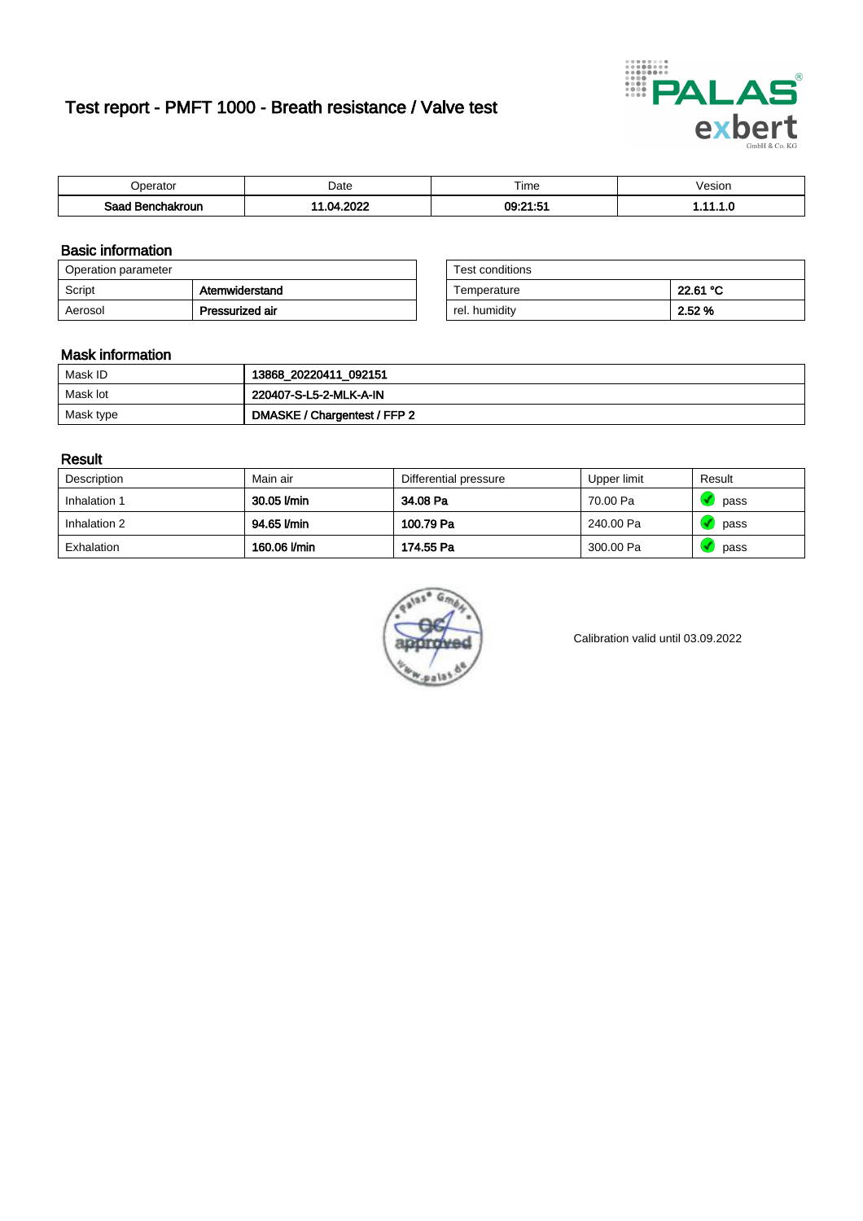# Test report - PMFT 1000 - Breath resistance / Valve test

| Operator | Date | Time | Vesion |
|---|---|---|---|
| **Saad Benchakroun** | **11.04.2022** | **09:21:51** | **1.11.1.0** |

## Basic information

| Operation parameter | |
|---|---|
| Script | **Atemwiderstand** |
| Aerosol | **Pressurized air** |

| Test conditions | |
|---|---|
| Temperature | **22.61 °C** |
| rel. humidity | **2.52 %** |

## Mask information

| | |
|---|---|
| Mask ID | **13868_20220411_092151** |
| Mask lot | **220407-S-L5-2-MLK-A-IN** |
| Mask type | **DMASKE / Chargentest / FFP 2** |

## Result

| Description | Main air | Differential pressure | Upper limit | Result |
|---|---|---|---|---|
| Inhalation 1 | **30.05 l/min** | **34.08 Pa** | 70.00 Pa | pass |
| Inhalation 2 | **94.65 l/min** | **100.79 Pa** | 240.00 Pa | pass |
| Exhalation | **160.06 l/min** | **174.55 Pa** | 300.00 Pa | pass |

Calibration valid until 03.09.2022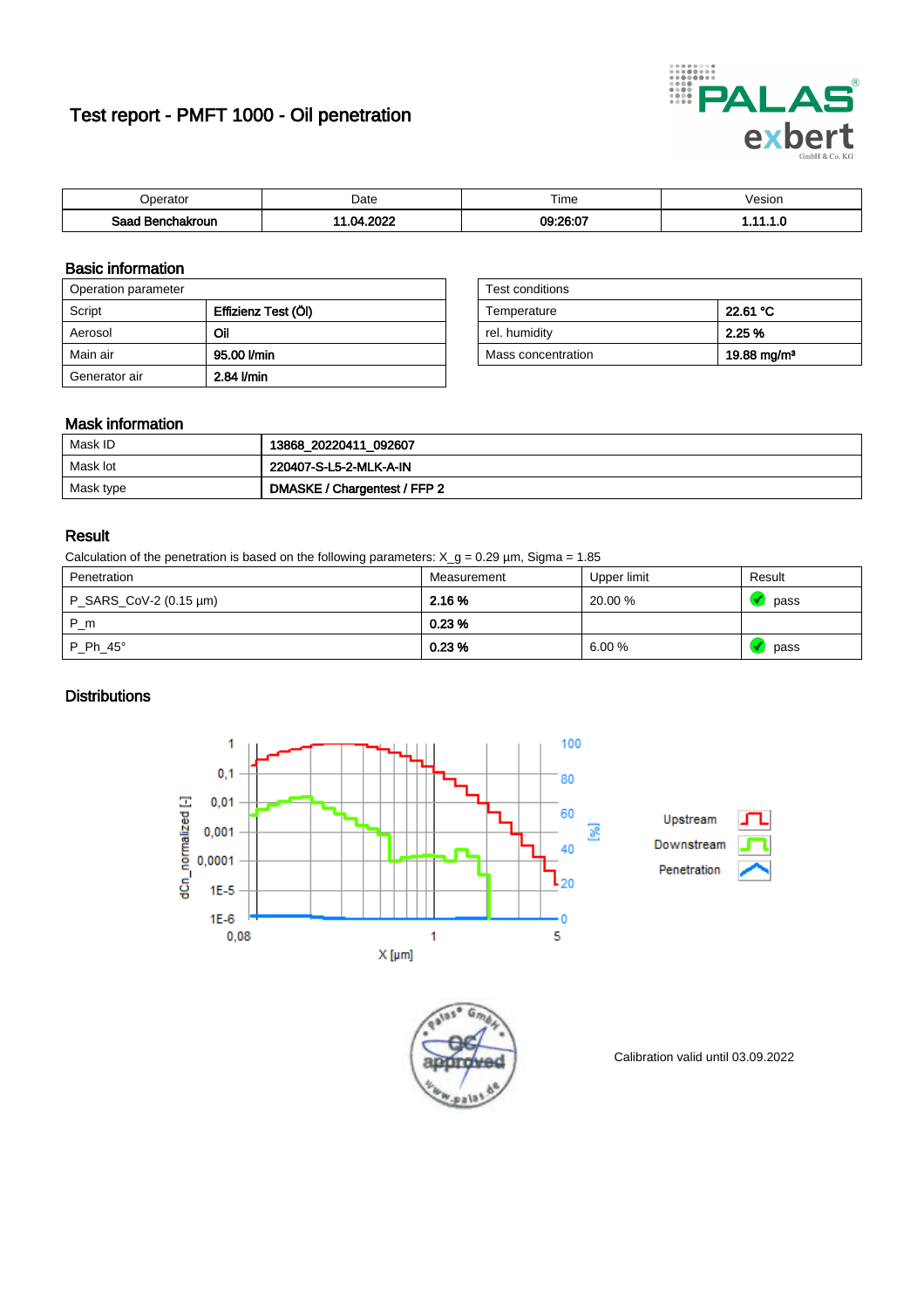# Test report - PMFT 1000 - Oil penetration

| Operator | Date | Time | Vesion |
|---|---|---|---|
| **Saad Benchakroun** | **11.04.2022** | **09:26:07** | **1.11.1.0** |

## Basic information

| Operation parameter | |
|---|---|
| Script | **Effizienz Test (Öl)** |
| Aerosol | **Oil** |
| Main air | **95.00 l/min** |
| Generator air | **2.84 l/min** |

| Test conditions | |
|---|---|
| Temperature | **22.61 °C** |
| rel. humidity | **2.25 %** |
| Mass concentration | **19.88 mg/m³** |

## Mask information

| | |
|---|---|
| Mask ID | **13868_20220411_092607** |
| Mask lot | **220407-S-L5-2-MLK-A-IN** |
| Mask type | **DMASKE / Chargentest / FFP 2** |

## Result

Calculation of the penetration is based on the following parameters: X_g = 0.29 µm, Sigma = 1.85

| Penetration | Measurement | Upper limit | Result |
|---|---|---|---|
| P_SARS_CoV-2 (0.15 µm) | **2.16 %** | 20.00 % | pass |
| P_m | **0.23 %** | | |
| P_Ph_45° | **0.23 %** | 6.00 % | pass |

## Distributions

1
0,1
0,01
0,001
0,0001
1E-5
1E-6
dCn_normalized [-]
100
80
60
40
20
0
[%]
0,08
1
5
X [µm]
Upstream
Downstream
Penetration

Calibration valid until 03.09.2022